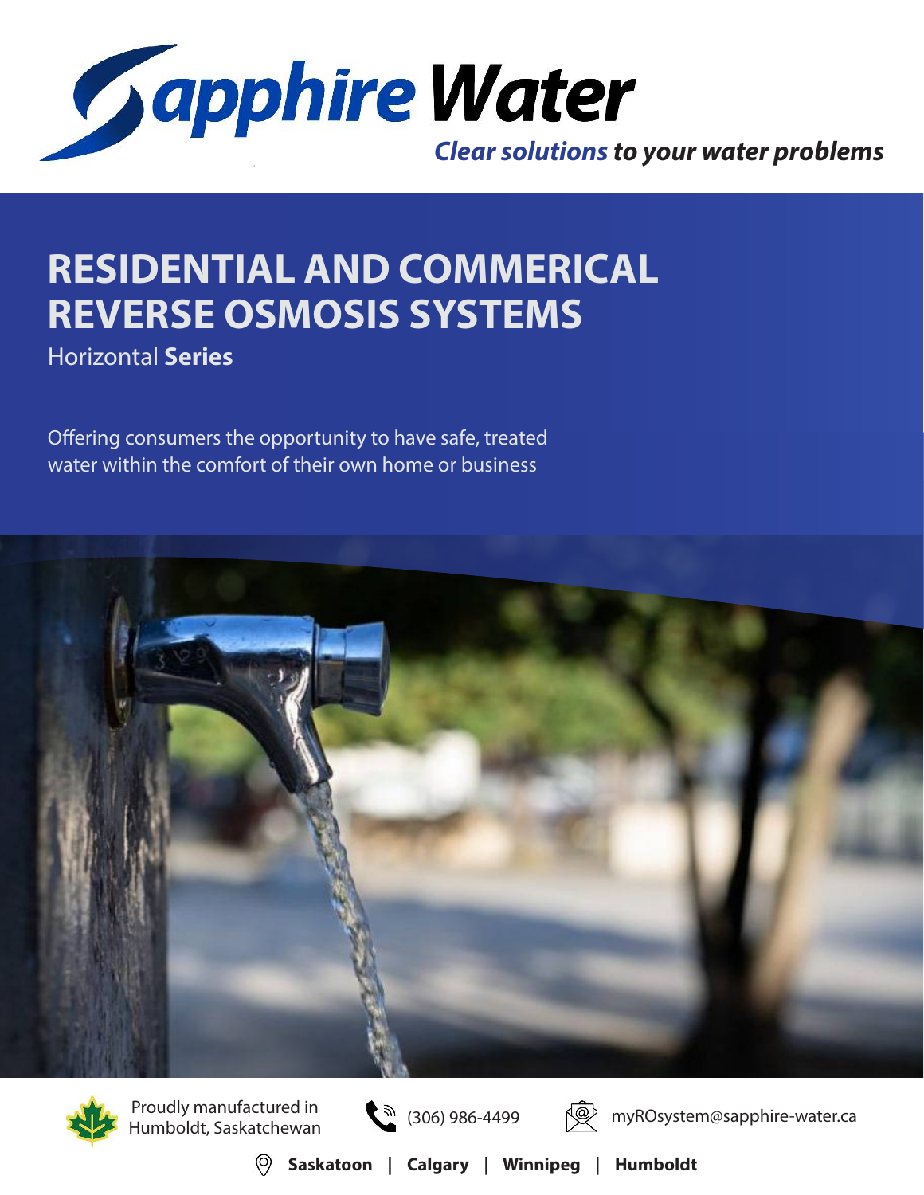# Sapphire Water

***Clear solutions** to your water problems*

# RESIDENTIAL AND COMMERICAL REVERSE OSMOSIS SYSTEMS

Horizontal **Series**

Offering consumers the opportunity to have safe, treated water within the comfort of their own home or business

Proudly manufactured in Humboldt, Saskatchewan

(306) 986-4499

myROsystem@sapphire-water.ca

**Saskatoon | Calgary | Winnipeg | Humboldt**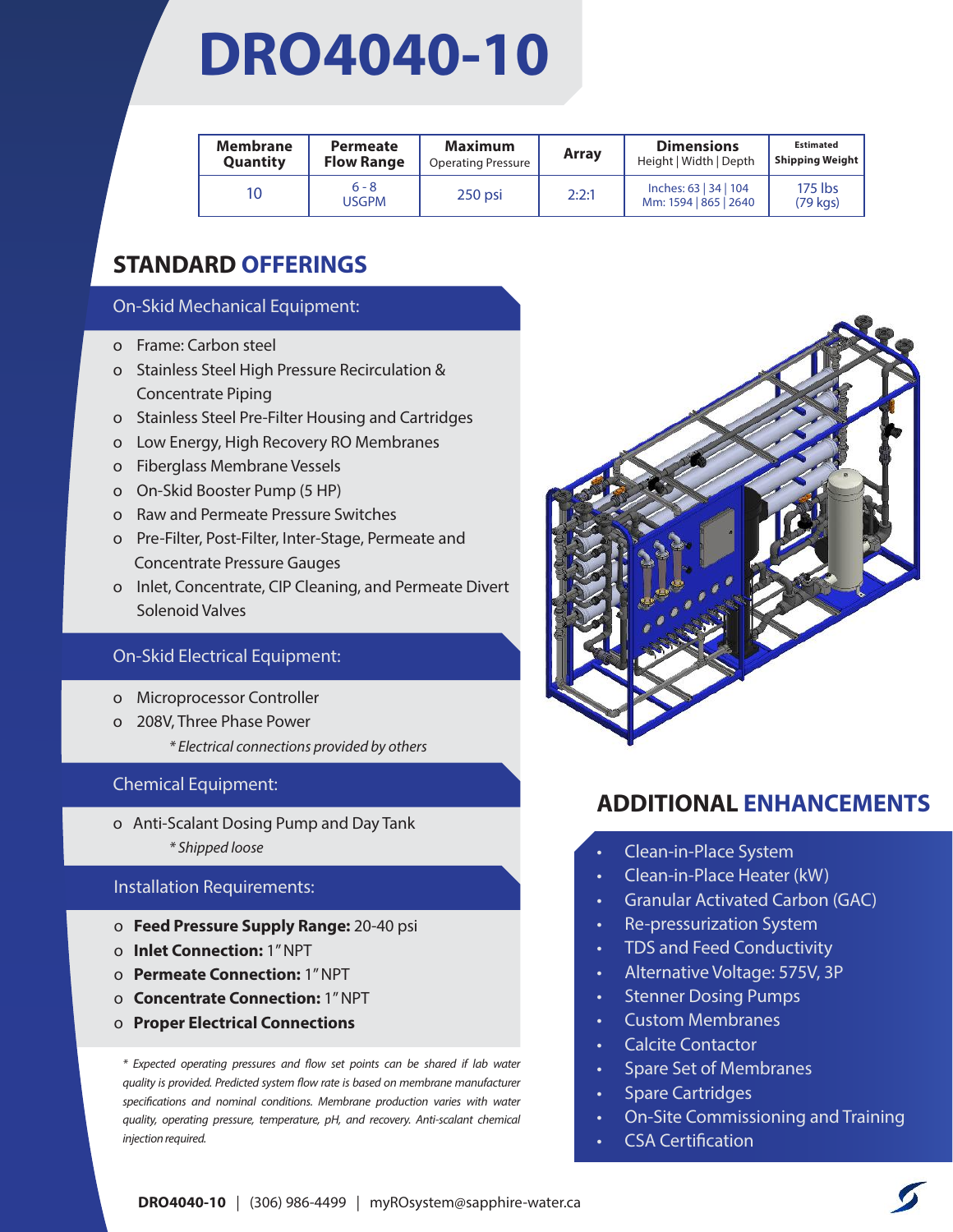# DRO4040-10

| Membrane Quantity | Permeate Flow Range | Maximum Operating Pressure | Array | Dimensions Height \| Width \| Depth | Estimated Shipping Weight |
|---|---|---|---|---|---|
| 10 | 6 - 8 USGPM | 250 psi | 2:2:1 | Inches: 63 \| 34 \| 104<br>Mm: 1594 \| 865 \| 2640 | 175 lbs (79 kgs) |

## STANDARD OFFERINGS

### On-Skid Mechanical Equipment:

- Frame: Carbon steel
- Stainless Steel High Pressure Recirculation & Concentrate Piping
- Stainless Steel Pre-Filter Housing and Cartridges
- Low Energy, High Recovery RO Membranes
- Fiberglass Membrane Vessels
- On-Skid Booster Pump (5 HP)
- Raw and Permeate Pressure Switches
- Pre-Filter, Post-Filter, Inter-Stage, Permeate and Concentrate Pressure Gauges
- Inlet, Concentrate, CIP Cleaning, and Permeate Divert Solenoid Valves

### On-Skid Electrical Equipment:

- Microprocessor Controller
- 208V, Three Phase Power

*\* Electrical connections provided by others*

### Chemical Equipment:

- Anti-Scalant Dosing Pump and Day Tank

*\* Shipped loose*

### Installation Requirements:

- **Feed Pressure Supply Range:** 20-40 psi
- **Inlet Connection:** 1" NPT
- **Permeate Connection:** 1" NPT
- **Concentrate Connection:** 1" NPT
- **Proper Electrical Connections**

*\* Expected operating pressures and flow set points can be shared if lab water quality is provided. Predicted system flow rate is based on membrane manufacturer specifications and nominal conditions. Membrane production varies with water quality, operating pressure, temperature, pH, and recovery. Anti-scalant chemical injection required.*

## ADDITIONAL ENHANCEMENTS

- Clean-in-Place System
- Clean-in-Place Heater (kW)
- Granular Activated Carbon (GAC)
- Re-pressurization System
- TDS and Feed Conductivity
- Alternative Voltage: 575V, 3P
- Stenner Dosing Pumps
- Custom Membranes
- Calcite Contactor
- Spare Set of Membranes
- Spare Cartridges
- On-Site Commissioning and Training
- CSA Certification

**DRO4040-10** | (306) 986-4499 | myROsystem@sapphire-water.ca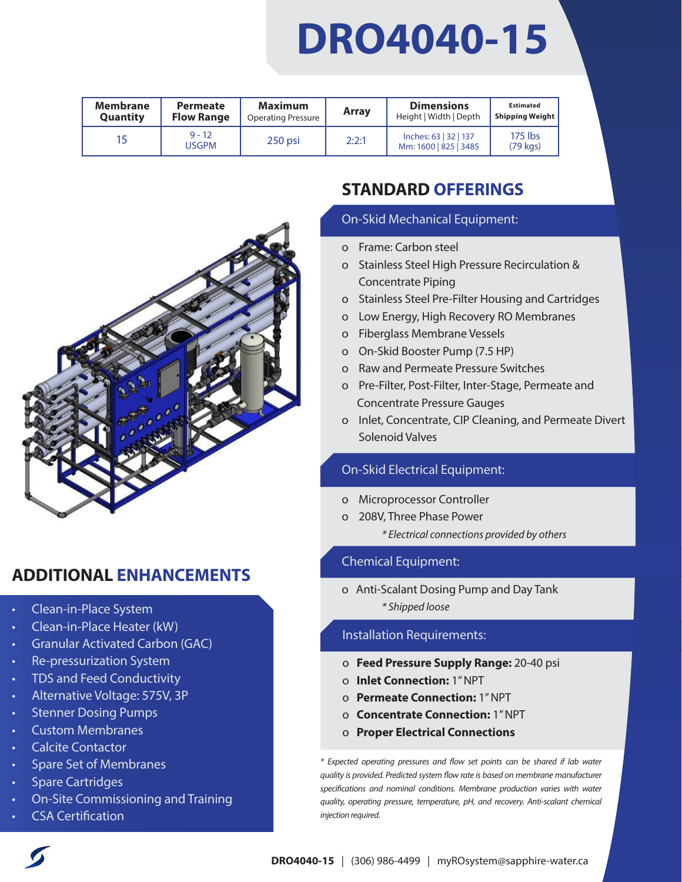# DRO4040-15

| Membrane Quantity | Permeate Flow Range | Maximum Operating Pressure | Array | Dimensions Height \| Width \| Depth | Estimated Shipping Weight |
|---|---|---|---|---|---|
| 15 | 9 - 12 USGPM | 250 psi | 2:2:1 | Inches: 63 \| 32 \| 137 Mm: 1600 \| 825 \| 3485 | 175 lbs (79 kgs) |

## STANDARD OFFERINGS

### On-Skid Mechanical Equipment:

- Frame: Carbon steel
- Stainless Steel High Pressure Recirculation & Concentrate Piping
- Stainless Steel Pre-Filter Housing and Cartridges
- Low Energy, High Recovery RO Membranes
- Fiberglass Membrane Vessels
- On-Skid Booster Pump (7.5 HP)
- Raw and Permeate Pressure Switches
- Pre-Filter, Post-Filter, Inter-Stage, Permeate and Concentrate Pressure Gauges
- Inlet, Concentrate, CIP Cleaning, and Permeate Divert Solenoid Valves

### On-Skid Electrical Equipment:

- Microprocessor Controller
- 208V, Three Phase Power

  *\*Electrical connections provided by others*

### Chemical Equipment:

- Anti-Scalant Dosing Pump and Day Tank

  *\*Shipped loose*

### Installation Requirements:

- **Feed Pressure Supply Range:** 20-40 psi
- **Inlet Connection:** 1" NPT
- **Permeate Connection:** 1" NPT
- **Concentrate Connection:** 1" NPT
- **Proper Electrical Connections**

*\* Expected operating pressures and flow set points can be shared if lab water quality is provided. Predicted system flow rate is based on membrane manufacturer specifications and nominal conditions. Membrane production varies with water quality, operating pressure, temperature, pH, and recovery. Anti-scalant chemical injection required.*

## ADDITIONAL ENHANCEMENTS

- Clean-in-Place System
- Clean-in-Place Heater (kW)
- Granular Activated Carbon (GAC)
- Re-pressurization System
- TDS and Feed Conductivity
- Alternative Voltage: 575V, 3P
- Stenner Dosing Pumps
- Custom Membranes
- Calcite Contactor
- Spare Set of Membranes
- Spare Cartridges
- On-Site Commissioning and Training
- CSA Certification

**DRO4040-15** | (306) 986-4499 | myROsystem@sapphire-water.ca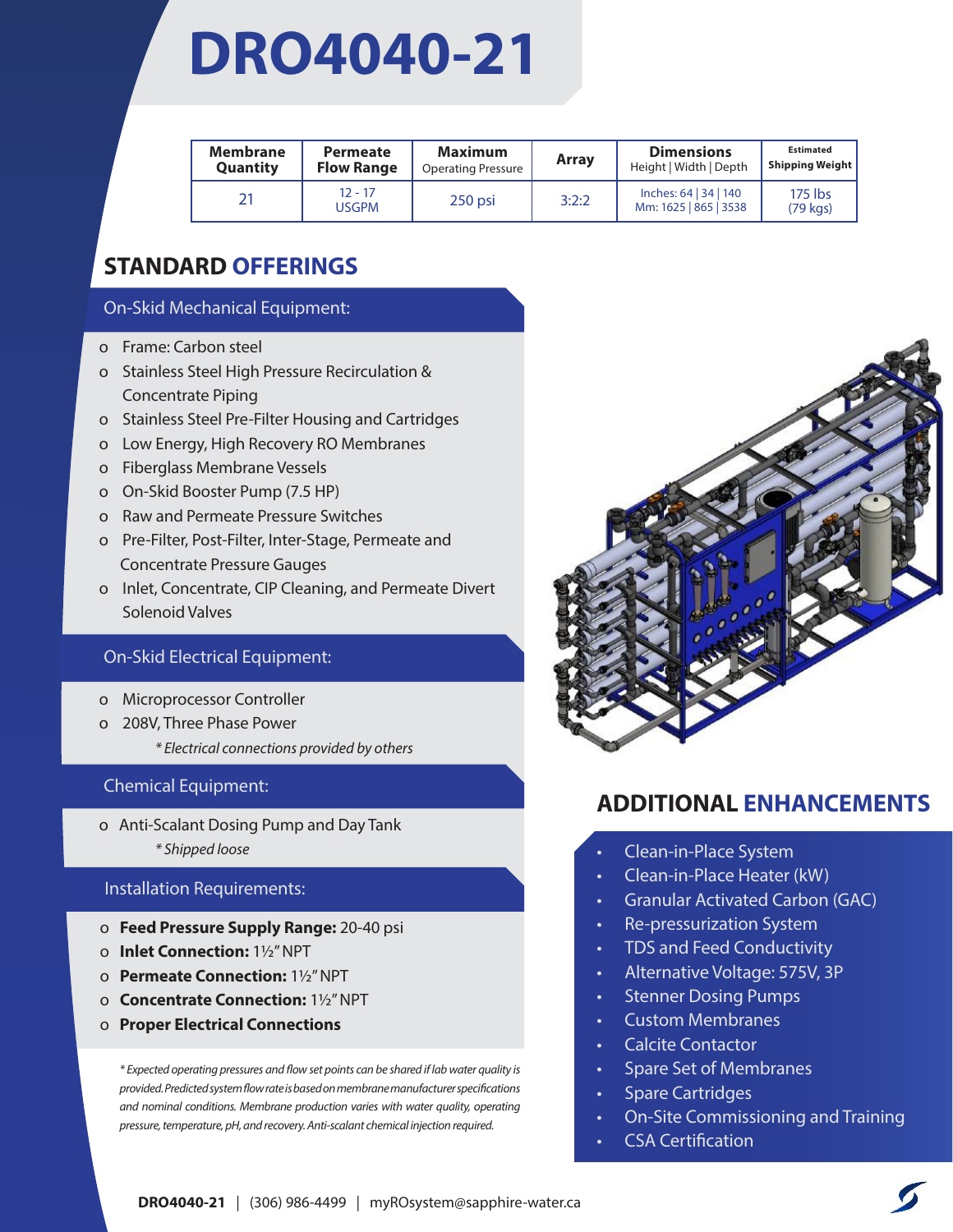# DRO4040-21

| Membrane Quantity | Permeate Flow Range | Maximum Operating Pressure | Array | Dimensions Height \| Width \| Depth | Estimated Shipping Weight |
|---|---|---|---|---|---|
| 21 | 12 - 17 USGPM | 250 psi | 3:2:2 | Inches: 64 \| 34 \| 140 Mm: 1625 \| 865 \| 3538 | 175 lbs (79 kgs) |

## STANDARD OFFERINGS

### On-Skid Mechanical Equipment:

- Frame: Carbon steel
- Stainless Steel High Pressure Recirculation & Concentrate Piping
- Stainless Steel Pre-Filter Housing and Cartridges
- Low Energy, High Recovery RO Membranes
- Fiberglass Membrane Vessels
- On-Skid Booster Pump (7.5 HP)
- Raw and Permeate Pressure Switches
- Pre-Filter, Post-Filter, Inter-Stage, Permeate and Concentrate Pressure Gauges
- Inlet, Concentrate, CIP Cleaning, and Permeate Divert Solenoid Valves

### On-Skid Electrical Equipment:

- Microprocessor Controller
- 208V, Three Phase Power

*\* Electrical connections provided by others*

### Chemical Equipment:

- Anti-Scalant Dosing Pump and Day Tank

*\* Shipped loose*

### Installation Requirements:

- **Feed Pressure Supply Range:** 20-40 psi
- **Inlet Connection:** 1½" NPT
- **Permeate Connection:** 1½" NPT
- **Concentrate Connection:** 1½" NPT
- **Proper Electrical Connections**

*\* Expected operating pressures and flow set points can be shared if lab water quality is provided. Predicted system flow rate is based on membrane manufacturer specifications and nominal conditions. Membrane production varies with water quality, operating pressure, temperature, pH, and recovery. Anti-scalant chemical injection required.*

## ADDITIONAL ENHANCEMENTS

- Clean-in-Place System
- Clean-in-Place Heater (kW)
- Granular Activated Carbon (GAC)
- Re-pressurization System
- TDS and Feed Conductivity
- Alternative Voltage: 575V, 3P
- Stenner Dosing Pumps
- Custom Membranes
- Calcite Contactor
- Spare Set of Membranes
- Spare Cartridges
- On-Site Commissioning and Training
- CSA Certification

**DRO4040-21** | (306) 986-4499 | myROsystem@sapphire-water.ca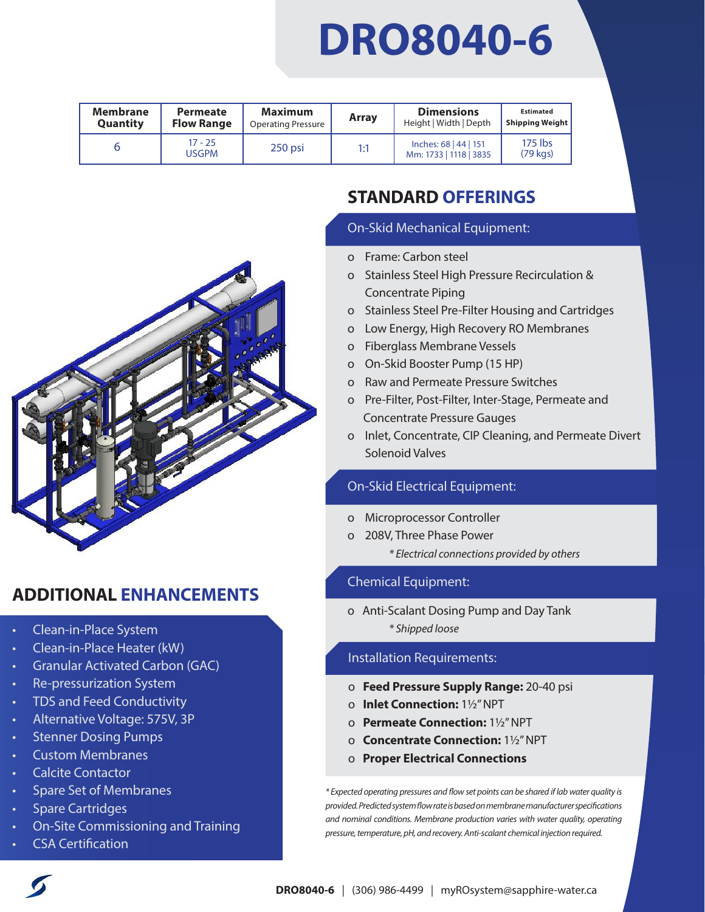# DRO8040-6

| Membrane Quantity | Permeate Flow Range | Maximum Operating Pressure | Array | Dimensions Height \| Width \| Depth | Estimated Shipping Weight |
|---|---|---|---|---|---|
| 6 | 17 - 25 USGPM | 250 psi | 1:1 | Inches: 68 \| 44 \| 151<br>Mm: 1733 \| 1118 \| 3835 | 175 lbs (79 kgs) |

## STANDARD OFFERINGS

### On-Skid Mechanical Equipment:

- Frame: Carbon steel
- Stainless Steel High Pressure Recirculation & Concentrate Piping
- Stainless Steel Pre-Filter Housing and Cartridges
- Low Energy, High Recovery RO Membranes
- Fiberglass Membrane Vessels
- On-Skid Booster Pump (15 HP)
- Raw and Permeate Pressure Switches
- Pre-Filter, Post-Filter, Inter-Stage, Permeate and Concentrate Pressure Gauges
- Inlet, Concentrate, CIP Cleaning, and Permeate Divert Solenoid Valves

### On-Skid Electrical Equipment:

- Microprocessor Controller
- 208V, Three Phase Power

  *\* Electrical connections provided by others*

### Chemical Equipment:

- Anti-Scalant Dosing Pump and Day Tank

  *\* Shipped loose*

### Installation Requirements:

- **Feed Pressure Supply Range:** 20-40 psi
- **Inlet Connection:** 1½" NPT
- **Permeate Connection:** 1½" NPT
- **Concentrate Connection:** 1½" NPT
- **Proper Electrical Connections**

*\* Expected operating pressures and flow set points can be shared if lab water quality is provided. Predicted system flow rate is based on membrane manufacturer specifications and nominal conditions. Membrane production varies with water quality, operating pressure, temperature, pH, and recovery. Anti-scalant chemical injection required.*

## ADDITIONAL ENHANCEMENTS

- Clean-in-Place System
- Clean-in-Place Heater (kW)
- Granular Activated Carbon (GAC)
- Re-pressurization System
- TDS and Feed Conductivity
- Alternative Voltage: 575V, 3P
- Stenner Dosing Pumps
- Custom Membranes
- Calcite Contactor
- Spare Set of Membranes
- Spare Cartridges
- On-Site Commissioning and Training
- CSA Certification

**DRO8040-6** | (306) 986-4499 | myROsystem@sapphire-water.ca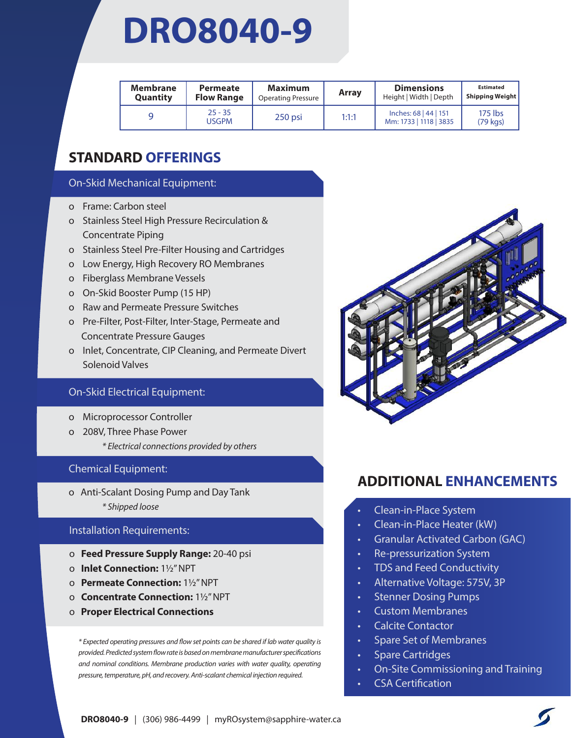# DRO8040-9

| Membrane Quantity | Permeate Flow Range | Maximum Operating Pressure | Array | Dimensions Height \| Width \| Depth | Estimated Shipping Weight |
|---|---|---|---|---|---|
| 9 | 25 - 35 USGPM | 250 psi | 1:1:1 | Inches: 68 \| 44 \| 151 Mm: 1733 \| 1118 \| 3835 | 175 lbs (79 kgs) |

## STANDARD OFFERINGS

### On-Skid Mechanical Equipment:

- Frame: Carbon steel
- Stainless Steel High Pressure Recirculation & Concentrate Piping
- Stainless Steel Pre-Filter Housing and Cartridges
- Low Energy, High Recovery RO Membranes
- Fiberglass Membrane Vessels
- On-Skid Booster Pump (15 HP)
- Raw and Permeate Pressure Switches
- Pre-Filter, Post-Filter, Inter-Stage, Permeate and Concentrate Pressure Gauges
- Inlet, Concentrate, CIP Cleaning, and Permeate Divert Solenoid Valves

### On-Skid Electrical Equipment:

- Microprocessor Controller
- 208V, Three Phase Power

  *\* Electrical connections provided by others*

### Chemical Equipment:

- Anti-Scalant Dosing Pump and Day Tank

  *\* Shipped loose*

### Installation Requirements:

- **Feed Pressure Supply Range:** 20-40 psi
- **Inlet Connection:** 1½" NPT
- **Permeate Connection:** 1½" NPT
- **Concentrate Connection:** 1½" NPT
- **Proper Electrical Connections**

*\* Expected operating pressures and flow set points can be shared if lab water quality is provided. Predicted system flow rate is based on membrane manufacturer specifications and nominal conditions. Membrane production varies with water quality, operating pressure, temperature, pH, and recovery. Anti-scalant chemical injection required.*

## ADDITIONAL ENHANCEMENTS

- Clean-in-Place System
- Clean-in-Place Heater (kW)
- Granular Activated Carbon (GAC)
- Re-pressurization System
- TDS and Feed Conductivity
- Alternative Voltage: 575V, 3P
- Stenner Dosing Pumps
- Custom Membranes
- Calcite Contactor
- Spare Set of Membranes
- Spare Cartridges
- On-Site Commissioning and Training
- CSA Certification

**DRO8040-9** | (306) 986-4499 | myROsystem@sapphire-water.ca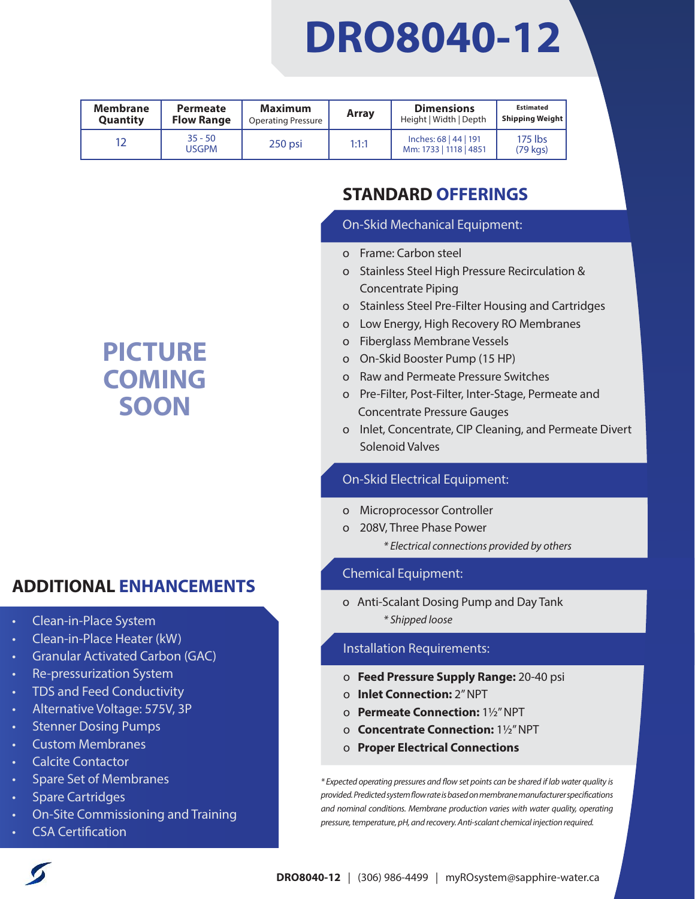# DRO8040-12

| Membrane Quantity | Permeate Flow Range | Maximum Operating Pressure | Array | Dimensions Height \| Width \| Depth | Estimated Shipping Weight |
|---|---|---|---|---|---|
| 12 | 35 - 50 USGPM | 250 psi | 1:1:1 | Inches: 68 \| 44 \| 191 Mm: 1733 \| 1118 \| 4851 | 175 lbs (79 kgs) |

**PICTURE COMING SOON**

## STANDARD OFFERINGS

### On-Skid Mechanical Equipment:

- Frame: Carbon steel
- Stainless Steel High Pressure Recirculation & Concentrate Piping
- Stainless Steel Pre-Filter Housing and Cartridges
- Low Energy, High Recovery RO Membranes
- Fiberglass Membrane Vessels
- On-Skid Booster Pump (15 HP)
- Raw and Permeate Pressure Switches
- Pre-Filter, Post-Filter, Inter-Stage, Permeate and Concentrate Pressure Gauges
- Inlet, Concentrate, CIP Cleaning, and Permeate Divert Solenoid Valves

### On-Skid Electrical Equipment:

- Microprocessor Controller
- 208V, Three Phase Power

*\* Electrical connections provided by others*

### Chemical Equipment:

- Anti-Scalant Dosing Pump and Day Tank

*\* Shipped loose*

### Installation Requirements:

- **Feed Pressure Supply Range:** 20-40 psi
- **Inlet Connection:** 2" NPT
- **Permeate Connection:** 1½" NPT
- **Concentrate Connection:** 1½" NPT
- **Proper Electrical Connections**

*\* Expected operating pressures and flow set points can be shared if lab water quality is provided. Predicted system flow rate is based on membrane manufacturer specifications and nominal conditions. Membrane production varies with water quality, operating pressure, temperature, pH, and recovery. Anti-scalant chemical injection required.*

## ADDITIONAL ENHANCEMENTS

- Clean-in-Place System
- Clean-in-Place Heater (kW)
- Granular Activated Carbon (GAC)
- Re-pressurization System
- TDS and Feed Conductivity
- Alternative Voltage: 575V, 3P
- Stenner Dosing Pumps
- Custom Membranes
- Calcite Contactor
- Spare Set of Membranes
- Spare Cartridges
- On-Site Commissioning and Training
- CSA Certification

**DRO8040-12** | (306) 986-4499 | myROsystem@sapphire-water.ca